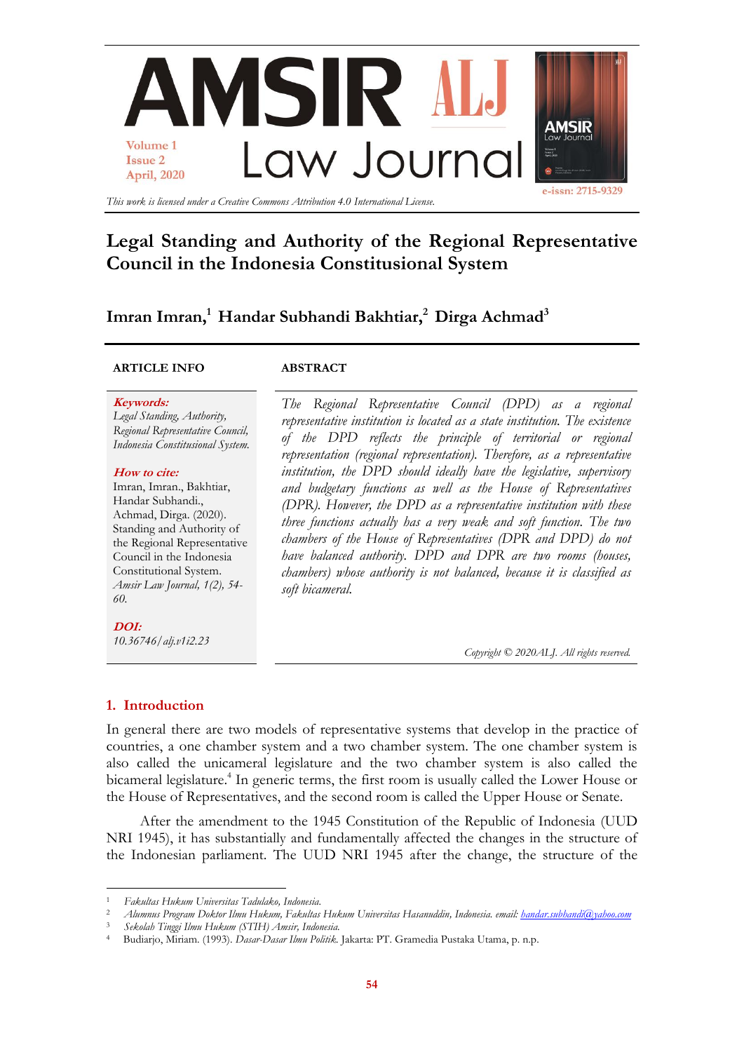# Legal Standing and Authority of the Regional Representative Council in the Indonesia Constitutional System

**Imran Imran,[1] Handar Subhandi Bakhtiar,[2] Dirga Achmad[3]**

**ARTICLE INFO**

***Keywords:***
*Legal Standing, Authority, Regional Representative Council, Indonesia Constitutional System.*

***How to cite:***
Imran, Imran., Bakhtiar, Handar Subhandi., Achmad, Dirga. (2020). Standing and Authority of the Regional Representative Council in the Indonesia Constitutional System. *Amsir Law Journal, 1(2), 54-60.*

***DOI:***
*10.36746/alj.v1i2.23*

**ABSTRACT**

*The Regional Representative Council (DPD) as a regional representative institution is located as a state institution. The existence of the DPD reflects the principle of territorial or regional representation (regional representation). Therefore, as a representative institution, the DPD should ideally have the legislative, supervisory and budgetary functions as well as the House of Representatives (DPR). However, the DPD as a representative institution with these three functions actually has a very weak and soft function. The two chambers of the House of Representatives (DPR and DPD) do not have balanced authority. DPD and DPR are two rooms (houses, chambers) whose authority is not balanced, because it is classified as soft bicameral.*

*Copyright © 2020ALJ. All rights reserved.*

## 1. Introduction

In general there are two models of representative systems that develop in the practice of countries, a one chamber system and a two chamber system. The one chamber system is also called the unicameral legislature and the two chamber system is also called the bicameral legislature.[4] In generic terms, the first room is usually called the Lower House or the House of Representatives, and the second room is called the Upper House or Senate.

After the amendment to the 1945 Constitution of the Republic of Indonesia (UUD NRI 1945), it has substantially and fundamentally affected the changes in the structure of the Indonesian parliament. The UUD NRI 1945 after the change, the structure of the

---

[1] *Fakultas Hukum Universitas Tadulako, Indonesia.*
[2] *Alumnus Program Doktor Ilmu Hukum, Fakultas Hukum Universitas Hasanuddin, Indonesia. email: handar.subhandi@yahoo.com*
[3] *Sekolah Tinggi Ilmu Hukum (STIH) Amsir, Indonesia.*
[4] Budiarjo, Miriam. (1993). *Dasar-Dasar Ilmu Politik.* Jakarta: PT. Gramedia Pustaka Utama, p. n.p.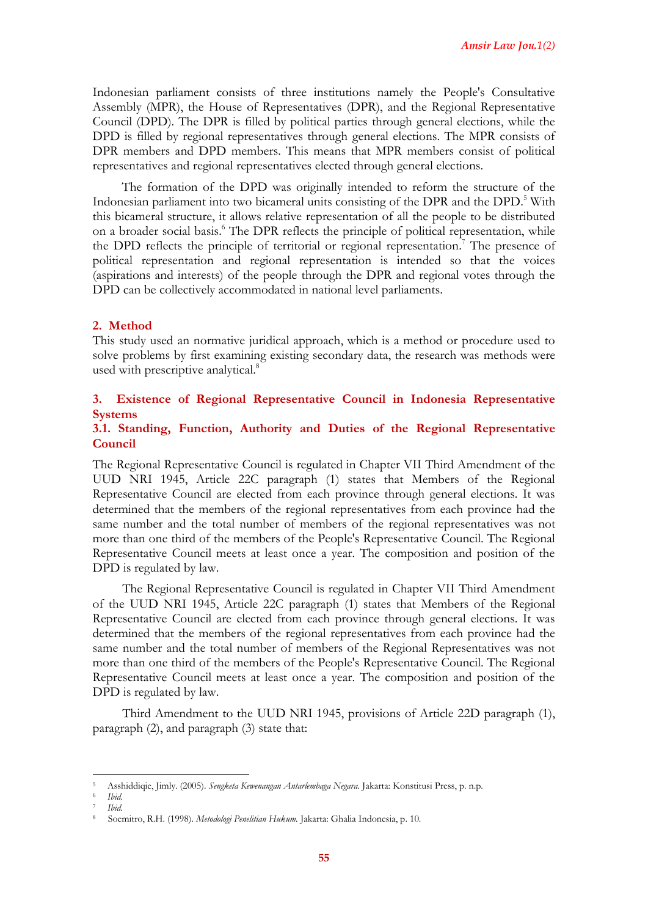Indonesian parliament consists of three institutions namely the People's Consultative Assembly (MPR), the House of Representatives (DPR), and the Regional Representative Council (DPD). The DPR is filled by political parties through general elections, while the DPD is filled by regional representatives through general elections. The MPR consists of DPR members and DPD members. This means that MPR members consist of political representatives and regional representatives elected through general elections.

The formation of the DPD was originally intended to reform the structure of the Indonesian parliament into two bicameral units consisting of the DPR and the DPD.[5] With this bicameral structure, it allows relative representation of all the people to be distributed on a broader social basis.[6] The DPR reflects the principle of political representation, while the DPD reflects the principle of territorial or regional representation.[7] The presence of political representation and regional representation is intended so that the voices (aspirations and interests) of the people through the DPR and regional votes through the DPD can be collectively accommodated in national level parliaments.

## 2. Method

This study used an normative juridical approach, which is a method or procedure used to solve problems by first examining existing secondary data, the research was methods were used with prescriptive analytical.[8]

## 3. Existence of Regional Representative Council in Indonesia Representative Systems

### 3.1. Standing, Function, Authority and Duties of the Regional Representative Council

The Regional Representative Council is regulated in Chapter VII Third Amendment of the UUD NRI 1945, Article 22C paragraph (1) states that Members of the Regional Representative Council are elected from each province through general elections. It was determined that the members of the regional representatives from each province had the same number and the total number of members of the regional representatives was not more than one third of the members of the People's Representative Council. The Regional Representative Council meets at least once a year. The composition and position of the DPD is regulated by law.

The Regional Representative Council is regulated in Chapter VII Third Amendment of the UUD NRI 1945, Article 22C paragraph (1) states that Members of the Regional Representative Council are elected from each province through general elections. It was determined that the members of the regional representatives from each province had the same number and the total number of members of the Regional Representatives was not more than one third of the members of the People's Representative Council. The Regional Representative Council meets at least once a year. The composition and position of the DPD is regulated by law.

Third Amendment to the UUD NRI 1945, provisions of Article 22D paragraph (1), paragraph (2), and paragraph (3) state that:

---

[5] Asshiddiqie, Jimly. (2005). *Sengketa Kewenangan Antarlembaga Negara.* Jakarta: Konstitusi Press, p. n.p.

[6] *Ibid.*

[7] *Ibid.*

[8] Soemitro, R.H. (1998). *Metodologi Penelitian Hukum.* Jakarta: Ghalia Indonesia, p. 10.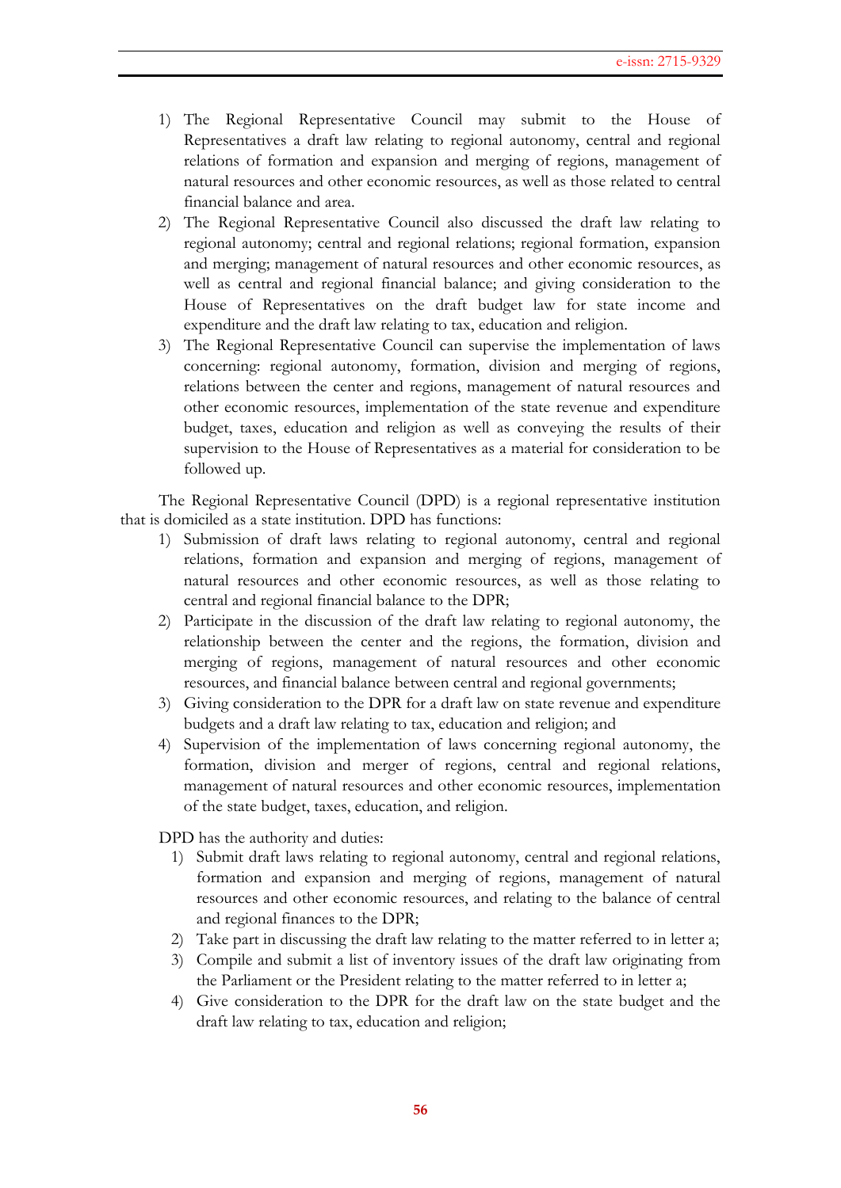1) The Regional Representative Council may submit to the House of Representatives a draft law relating to regional autonomy, central and regional relations of formation and expansion and merging of regions, management of natural resources and other economic resources, as well as those related to central financial balance and area.
2) The Regional Representative Council also discussed the draft law relating to regional autonomy; central and regional relations; regional formation, expansion and merging; management of natural resources and other economic resources, as well as central and regional financial balance; and giving consideration to the House of Representatives on the draft budget law for state income and expenditure and the draft law relating to tax, education and religion.
3) The Regional Representative Council can supervise the implementation of laws concerning: regional autonomy, formation, division and merging of regions, relations between the center and regions, management of natural resources and other economic resources, implementation of the state revenue and expenditure budget, taxes, education and religion as well as conveying the results of their supervision to the House of Representatives as a material for consideration to be followed up.

The Regional Representative Council (DPD) is a regional representative institution that is domiciled as a state institution. DPD has functions:

1) Submission of draft laws relating to regional autonomy, central and regional relations, formation and expansion and merging of regions, management of natural resources and other economic resources, as well as those relating to central and regional financial balance to the DPR;
2) Participate in the discussion of the draft law relating to regional autonomy, the relationship between the center and the regions, the formation, division and merging of regions, management of natural resources and other economic resources, and financial balance between central and regional governments;
3) Giving consideration to the DPR for a draft law on state revenue and expenditure budgets and a draft law relating to tax, education and religion; and
4) Supervision of the implementation of laws concerning regional autonomy, the formation, division and merger of regions, central and regional relations, management of natural resources and other economic resources, implementation of the state budget, taxes, education, and religion.

DPD has the authority and duties:

1) Submit draft laws relating to regional autonomy, central and regional relations, formation and expansion and merging of regions, management of natural resources and other economic resources, and relating to the balance of central and regional finances to the DPR;
2) Take part in discussing the draft law relating to the matter referred to in letter a;
3) Compile and submit a list of inventory issues of the draft law originating from the Parliament or the President relating to the matter referred to in letter a;
4) Give consideration to the DPR for the draft law on the state budget and the draft law relating to tax, education and religion;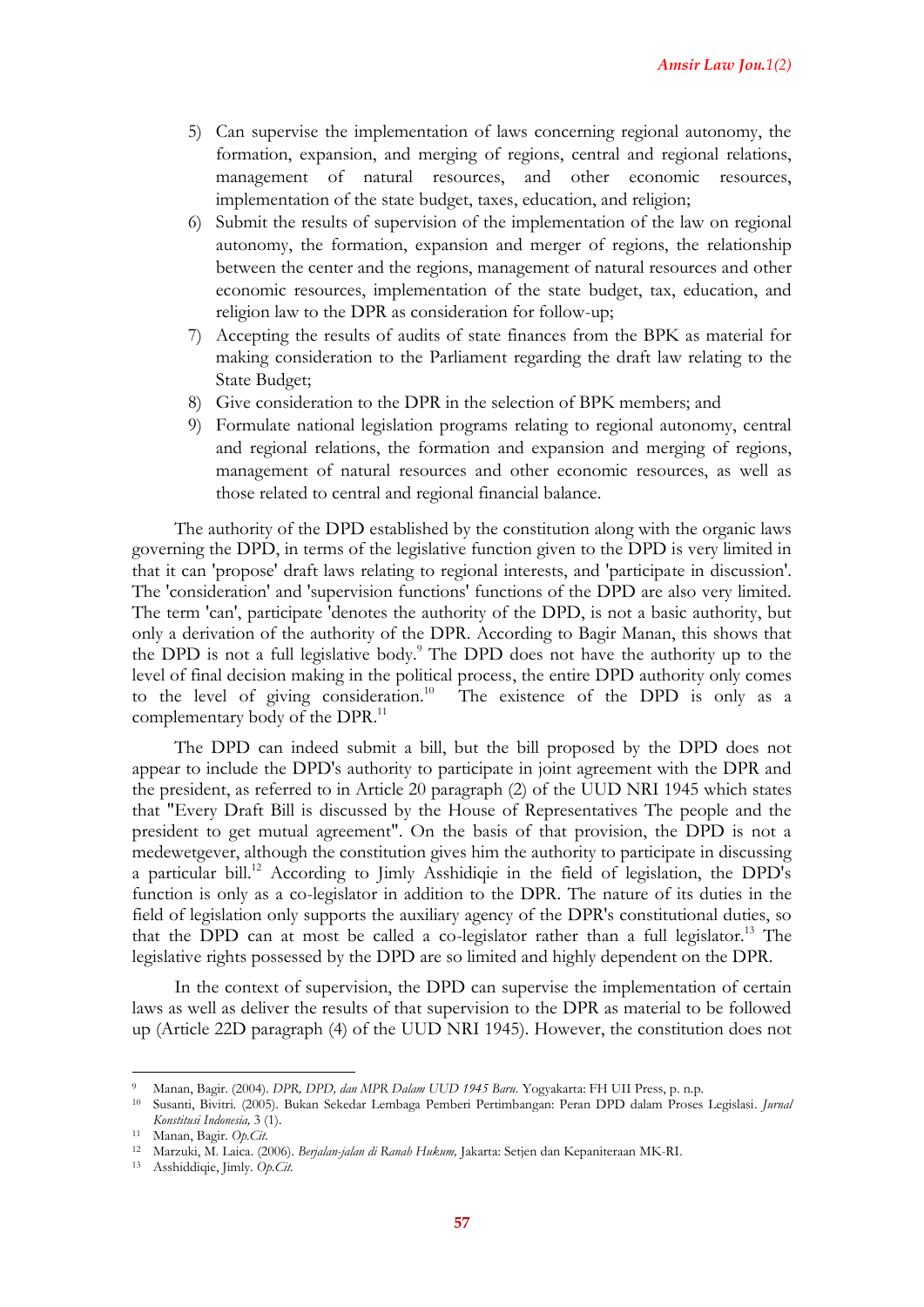5) Can supervise the implementation of laws concerning regional autonomy, the formation, expansion, and merging of regions, central and regional relations, management of natural resources, and other economic resources, implementation of the state budget, taxes, education, and religion;
6) Submit the results of supervision of the implementation of the law on regional autonomy, the formation, expansion and merger of regions, the relationship between the center and the regions, management of natural resources and other economic resources, implementation of the state budget, tax, education, and religion law to the DPR as consideration for follow-up;
7) Accepting the results of audits of state finances from the BPK as material for making consideration to the Parliament regarding the draft law relating to the State Budget;
8) Give consideration to the DPR in the selection of BPK members; and
9) Formulate national legislation programs relating to regional autonomy, central and regional relations, the formation and expansion and merging of regions, management of natural resources and other economic resources, as well as those related to central and regional financial balance.

The authority of the DPD established by the constitution along with the organic laws governing the DPD, in terms of the legislative function given to the DPD is very limited in that it can 'propose' draft laws relating to regional interests, and 'participate in discussion'. The 'consideration' and 'supervision functions' functions of the DPD are also very limited. The term 'can', participate 'denotes the authority of the DPD, is not a basic authority, but only a derivation of the authority of the DPR. According to Bagir Manan, this shows that the DPD is not a full legislative body.[9] The DPD does not have the authority up to the level of final decision making in the political process, the entire DPD authority only comes to the level of giving consideration.[10] The existence of the DPD is only as a complementary body of the DPR.[11]

The DPD can indeed submit a bill, but the bill proposed by the DPD does not appear to include the DPD's authority to participate in joint agreement with the DPR and the president, as referred to in Article 20 paragraph (2) of the UUD NRI 1945 which states that "Every Draft Bill is discussed by the House of Representatives The people and the president to get mutual agreement". On the basis of that provision, the DPD is not a medewetgever, although the constitution gives him the authority to participate in discussing a particular bill.[12] According to Jimly Asshidiqie in the field of legislation, the DPD's function is only as a co-legislator in addition to the DPR. The nature of its duties in the field of legislation only supports the auxiliary agency of the DPR's constitutional duties, so that the DPD can at most be called a co-legislator rather than a full legislator.[13] The legislative rights possessed by the DPD are so limited and highly dependent on the DPR.

In the context of supervision, the DPD can supervise the implementation of certain laws as well as deliver the results of that supervision to the DPR as material to be followed up (Article 22D paragraph (4) of the UUD NRI 1945). However, the constitution does not

---

[9] Manan, Bagir. (2004). *DPR, DPD, dan MPR Dalam UUD 1945 Baru*. Yogyakarta: FH UII Press, p. n.p.

[10] Susanti, Bivitri. (2005). Bukan Sekedar Lembaga Pemberi Pertimbangan: Peran DPD dalam Proses Legislasi. *Jurnal Konstitusi Indonesia,* 3 (1).

[11] Manan, Bagir. *Op.Cit.*

[12] Marzuki, M. Laica. (2006). *Berjalan-jalan di Ranah Hukum,* Jakarta: Setjen dan Kepaniteraan MK-RI.

[13] Asshiddiqie, Jimly. *Op.Cit.*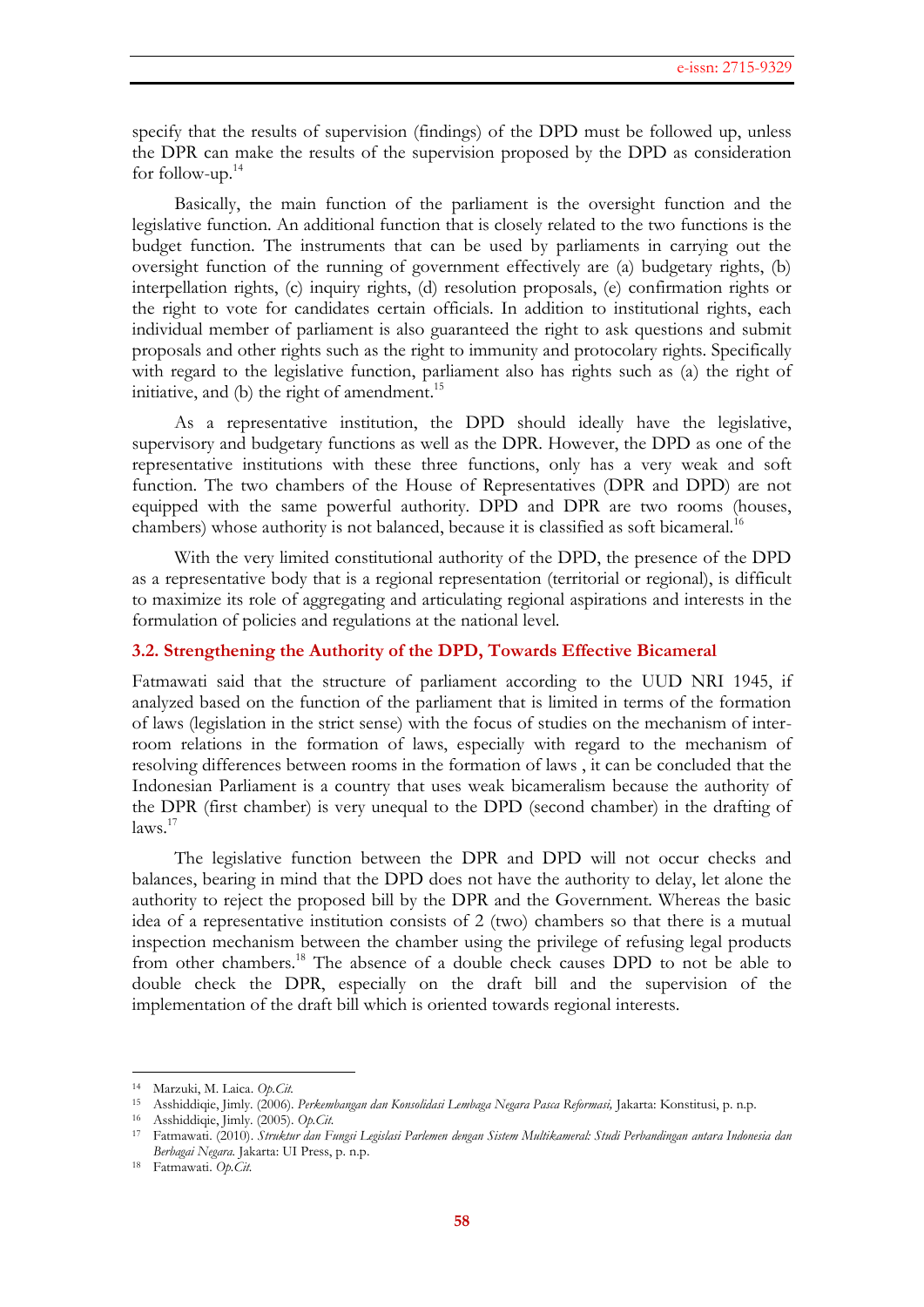specify that the results of supervision (findings) of the DPD must be followed up, unless the DPR can make the results of the supervision proposed by the DPD as consideration for follow-up.[14]

Basically, the main function of the parliament is the oversight function and the legislative function. An additional function that is closely related to the two functions is the budget function. The instruments that can be used by parliaments in carrying out the oversight function of the running of government effectively are (a) budgetary rights, (b) interpellation rights, (c) inquiry rights, (d) resolution proposals, (e) confirmation rights or the right to vote for candidates certain officials. In addition to institutional rights, each individual member of parliament is also guaranteed the right to ask questions and submit proposals and other rights such as the right to immunity and protocolary rights. Specifically with regard to the legislative function, parliament also has rights such as (a) the right of initiative, and (b) the right of amendment.[15]

As a representative institution, the DPD should ideally have the legislative, supervisory and budgetary functions as well as the DPR. However, the DPD as one of the representative institutions with these three functions, only has a very weak and soft function. The two chambers of the House of Representatives (DPR and DPD) are not equipped with the same powerful authority. DPD and DPR are two rooms (houses, chambers) whose authority is not balanced, because it is classified as soft bicameral.[16]

With the very limited constitutional authority of the DPD, the presence of the DPD as a representative body that is a regional representation (territorial or regional), is difficult to maximize its role of aggregating and articulating regional aspirations and interests in the formulation of policies and regulations at the national level.

### 3.2. Strengthening the Authority of the DPD, Towards Effective Bicameral

Fatmawati said that the structure of parliament according to the UUD NRI 1945, if analyzed based on the function of the parliament that is limited in terms of the formation of laws (legislation in the strict sense) with the focus of studies on the mechanism of inter-room relations in the formation of laws, especially with regard to the mechanism of resolving differences between rooms in the formation of laws , it can be concluded that the Indonesian Parliament is a country that uses weak bicameralism because the authority of the DPR (first chamber) is very unequal to the DPD (second chamber) in the drafting of laws.[17]

The legislative function between the DPR and DPD will not occur checks and balances, bearing in mind that the DPD does not have the authority to delay, let alone the authority to reject the proposed bill by the DPR and the Government. Whereas the basic idea of a representative institution consists of 2 (two) chambers so that there is a mutual inspection mechanism between the chamber using the privilege of refusing legal products from other chambers.[18] The absence of a double check causes DPD to not be able to double check the DPR, especially on the draft bill and the supervision of the implementation of the draft bill which is oriented towards regional interests.

---

[14] Marzuki, M. Laica. *Op.Cit.*

[15] Asshiddiqie, Jimly. (2006). *Perkembangan dan Konsolidasi Lembaga Negara Pasca Reformasi,* Jakarta: Konstitusi, p. n.p.

[16] Asshiddiqie, Jimly. (2005). *Op.Cit.*

[17] Fatmawati. (2010). *Struktur dan Fungsi Legislasi Parlemen dengan Sistem Multikameral: Studi Perbandingan antara Indonesia dan Berbagai Negara.* Jakarta: UI Press, p. n.p.

[18] Fatmawati. *Op.Cit.*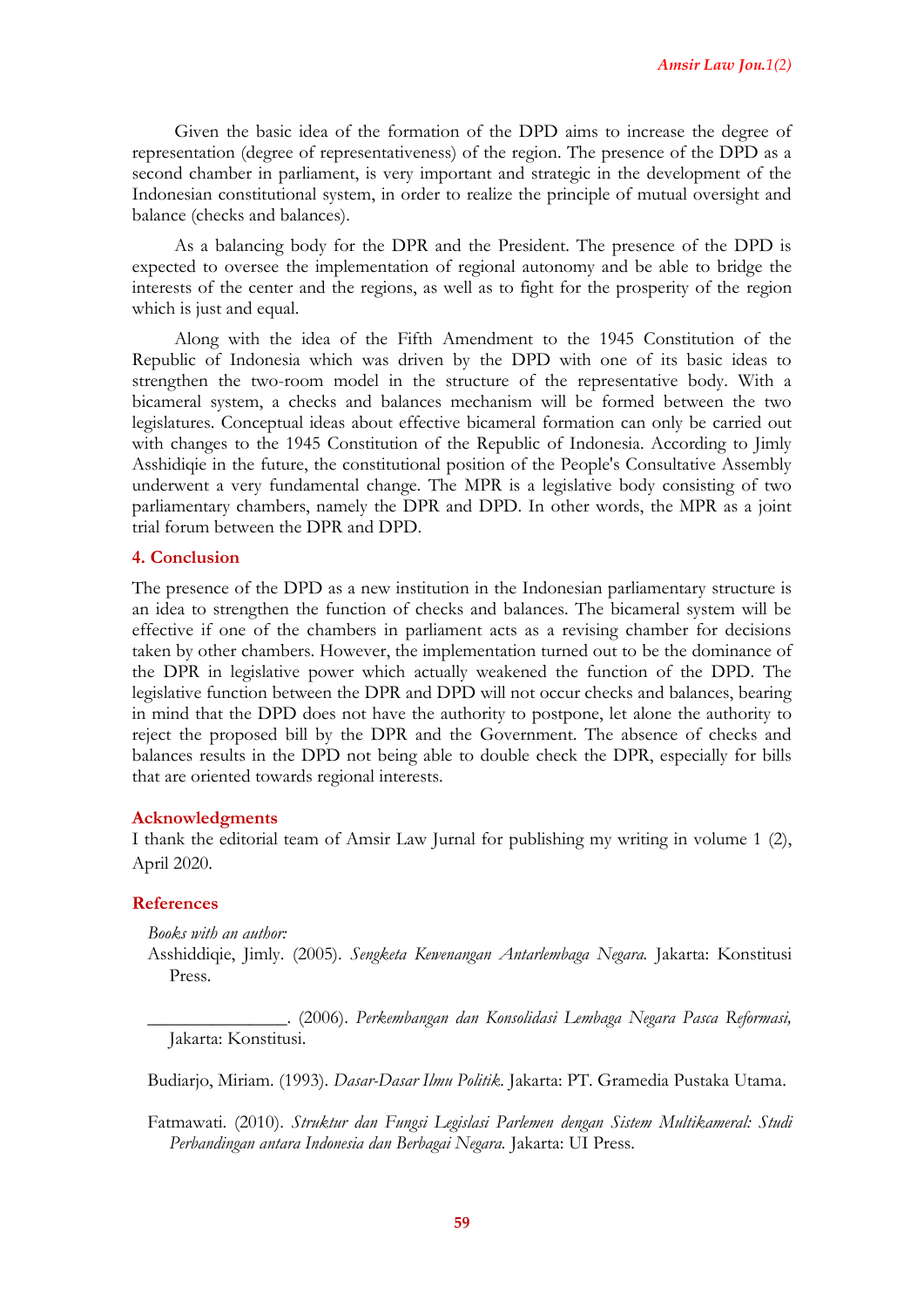Given the basic idea of the formation of the DPD aims to increase the degree of representation (degree of representativeness) of the region. The presence of the DPD as a second chamber in parliament, is very important and strategic in the development of the Indonesian constitutional system, in order to realize the principle of mutual oversight and balance (checks and balances).

As a balancing body for the DPR and the President. The presence of the DPD is expected to oversee the implementation of regional autonomy and be able to bridge the interests of the center and the regions, as well as to fight for the prosperity of the region which is just and equal.

Along with the idea of the Fifth Amendment to the 1945 Constitution of the Republic of Indonesia which was driven by the DPD with one of its basic ideas to strengthen the two-room model in the structure of the representative body. With a bicameral system, a checks and balances mechanism will be formed between the two legislatures. Conceptual ideas about effective bicameral formation can only be carried out with changes to the 1945 Constitution of the Republic of Indonesia. According to Jimly Asshidiqie in the future, the constitutional position of the People's Consultative Assembly underwent a very fundamental change. The MPR is a legislative body consisting of two parliamentary chambers, namely the DPR and DPD. In other words, the MPR as a joint trial forum between the DPR and DPD.

## 4. Conclusion

The presence of the DPD as a new institution in the Indonesian parliamentary structure is an idea to strengthen the function of checks and balances. The bicameral system will be effective if one of the chambers in parliament acts as a revising chamber for decisions taken by other chambers. However, the implementation turned out to be the dominance of the DPR in legislative power which actually weakened the function of the DPD. The legislative function between the DPR and DPD will not occur checks and balances, bearing in mind that the DPD does not have the authority to postpone, let alone the authority to reject the proposed bill by the DPR and the Government. The absence of checks and balances results in the DPD not being able to double check the DPR, especially for bills that are oriented towards regional interests.

## Acknowledgments

I thank the editorial team of Amsir Law Jurnal for publishing my writing in volume 1 (2), April 2020.

## References

*Books with an author:*

Asshiddiqie, Jimly. (2005). *Sengketa Kewenangan Antarlembaga Negara.* Jakarta: Konstitusi Press.

_______________. (2006). *Perkembangan dan Konsolidasi Lembaga Negara Pasca Reformasi,* Jakarta: Konstitusi.

Budiarjo, Miriam. (1993). *Dasar-Dasar Ilmu Politik.* Jakarta: PT. Gramedia Pustaka Utama.

Fatmawati. (2010). *Struktur dan Fungsi Legislasi Parlemen dengan Sistem Multikameral: Studi Perbandingan antara Indonesia dan Berbagai Negara.* Jakarta: UI Press.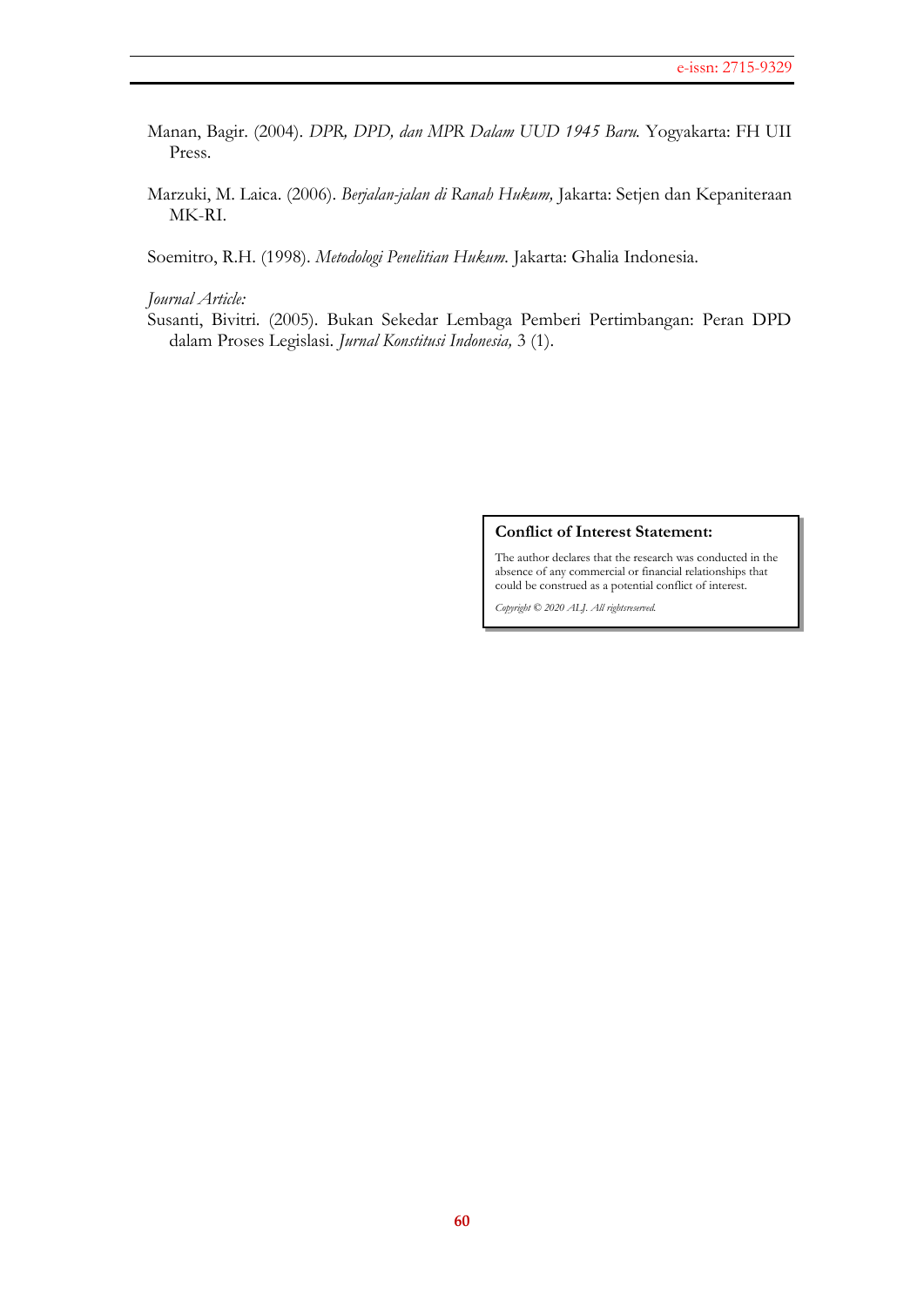Manan, Bagir. (2004). *DPR, DPD, dan MPR Dalam UUD 1945 Baru.* Yogyakarta: FH UII Press.

Marzuki, M. Laica. (2006). *Berjalan-jalan di Ranah Hukum,* Jakarta: Setjen dan Kepaniteraan MK-RI.

Soemitro, R.H. (1998). *Metodologi Penelitian Hukum.* Jakarta: Ghalia Indonesia.

*Journal Article:*

Susanti, Bivitri. (2005). Bukan Sekedar Lembaga Pemberi Pertimbangan: Peran DPD dalam Proses Legislasi. *Jurnal Konstitusi Indonesia,* 3 (1).

**Conflict of Interest Statement:**

The author declares that the research was conducted in the absence of any commercial or financial relationships that could be construed as a potential conflict of interest.

*Copyright © 2020 ALJ. All rightsreserved.*